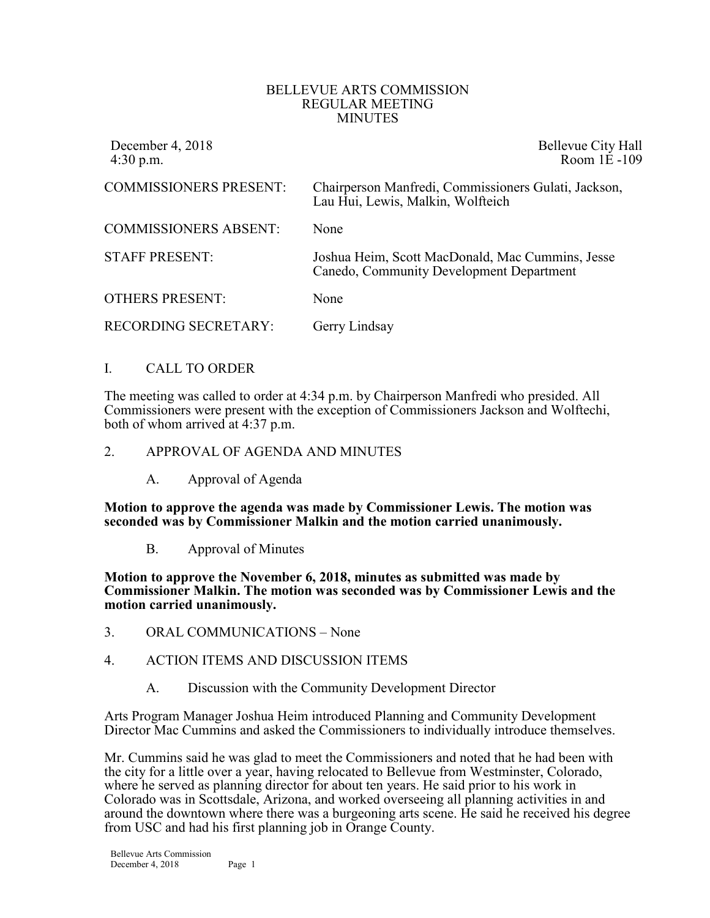# BELLEVUE ARTS COMMISSION
## REGULAR MEETING
## MINUTES

December 4, 2018
4:30 p.m.

Bellevue City Hall
Room 1E -109

| | |
|---|---|
| COMMISSIONERS PRESENT: | Chairperson Manfredi, Commissioners Gulati, Jackson, Lau Hui, Lewis, Malkin, Wolfteich |
| COMMISSIONERS ABSENT: | None |
| STAFF PRESENT: | Joshua Heim, Scott MacDonald, Mac Cummins, Jesse Canedo, Community Development Department |
| OTHERS PRESENT: | None |
| RECORDING SECRETARY: | Gerry Lindsay |

I. CALL TO ORDER

The meeting was called to order at 4:34 p.m. by Chairperson Manfredi who presided. All Commissioners were present with the exception of Commissioners Jackson and Wolftechi, both of whom arrived at 4:37 p.m.

2. APPROVAL OF AGENDA AND MINUTES

A. Approval of Agenda

**Motion to approve the agenda was made by Commissioner Lewis. The motion was seconded was by Commissioner Malkin and the motion carried unanimously.**

B. Approval of Minutes

**Motion to approve the November 6, 2018, minutes as submitted was made by Commissioner Malkin. The motion was seconded was by Commissioner Lewis and the motion carried unanimously.**

3. ORAL COMMUNICATIONS – None

4. ACTION ITEMS AND DISCUSSION ITEMS

A. Discussion with the Community Development Director

Arts Program Manager Joshua Heim introduced Planning and Community Development Director Mac Cummins and asked the Commissioners to individually introduce themselves.

Mr. Cummins said he was glad to meet the Commissioners and noted that he had been with the city for a little over a year, having relocated to Bellevue from Westminster, Colorado, where he served as planning director for about ten years. He said prior to his work in Colorado was in Scottsdale, Arizona, and worked overseeing all planning activities in and around the downtown where there was a burgeoning arts scene. He said he received his degree from USC and had his first planning job in Orange County.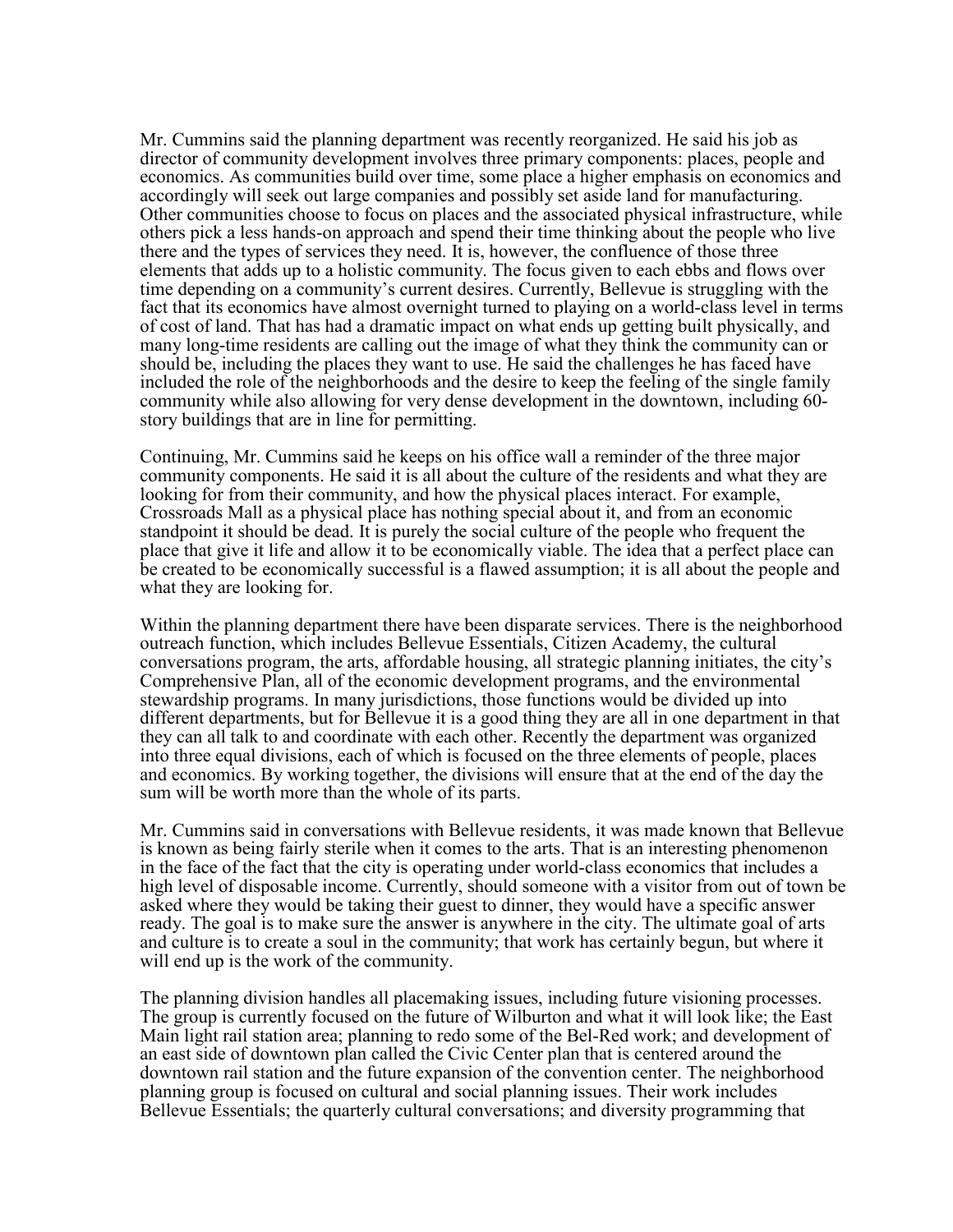Mr. Cummins said the planning department was recently reorganized. He said his job as director of community development involves three primary components: places, people and economics. As communities build over time, some place a higher emphasis on economics and accordingly will seek out large companies and possibly set aside land for manufacturing. Other communities choose to focus on places and the associated physical infrastructure, while others pick a less hands-on approach and spend their time thinking about the people who live there and the types of services they need. It is, however, the confluence of those three elements that adds up to a holistic community. The focus given to each ebbs and flows over time depending on a community's current desires. Currently, Bellevue is struggling with the fact that its economics have almost overnight turned to playing on a world-class level in terms of cost of land. That has had a dramatic impact on what ends up getting built physically, and many long-time residents are calling out the image of what they think the community can or should be, including the places they want to use. He said the challenges he has faced have included the role of the neighborhoods and the desire to keep the feeling of the single family community while also allowing for very dense development in the downtown, including 60-story buildings that are in line for permitting.

Continuing, Mr. Cummins said he keeps on his office wall a reminder of the three major community components. He said it is all about the culture of the residents and what they are looking for from their community, and how the physical places interact. For example, Crossroads Mall as a physical place has nothing special about it, and from an economic standpoint it should be dead. It is purely the social culture of the people who frequent the place that give it life and allow it to be economically viable. The idea that a perfect place can be created to be economically successful is a flawed assumption; it is all about the people and what they are looking for.

Within the planning department there have been disparate services. There is the neighborhood outreach function, which includes Bellevue Essentials, Citizen Academy, the cultural conversations program, the arts, affordable housing, all strategic planning initiates, the city's Comprehensive Plan, all of the economic development programs, and the environmental stewardship programs. In many jurisdictions, those functions would be divided up into different departments, but for Bellevue it is a good thing they are all in one department in that they can all talk to and coordinate with each other. Recently the department was organized into three equal divisions, each of which is focused on the three elements of people, places and economics. By working together, the divisions will ensure that at the end of the day the sum will be worth more than the whole of its parts.

Mr. Cummins said in conversations with Bellevue residents, it was made known that Bellevue is known as being fairly sterile when it comes to the arts. That is an interesting phenomenon in the face of the fact that the city is operating under world-class economics that includes a high level of disposable income. Currently, should someone with a visitor from out of town be asked where they would be taking their guest to dinner, they would have a specific answer ready. The goal is to make sure the answer is anywhere in the city. The ultimate goal of arts and culture is to create a soul in the community; that work has certainly begun, but where it will end up is the work of the community.

The planning division handles all placemaking issues, including future visioning processes. The group is currently focused on the future of Wilburton and what it will look like; the East Main light rail station area; planning to redo some of the Bel-Red work; and development of an east side of downtown plan called the Civic Center plan that is centered around the downtown rail station and the future expansion of the convention center. The neighborhood planning group is focused on cultural and social planning issues. Their work includes Bellevue Essentials; the quarterly cultural conversations; and diversity programming that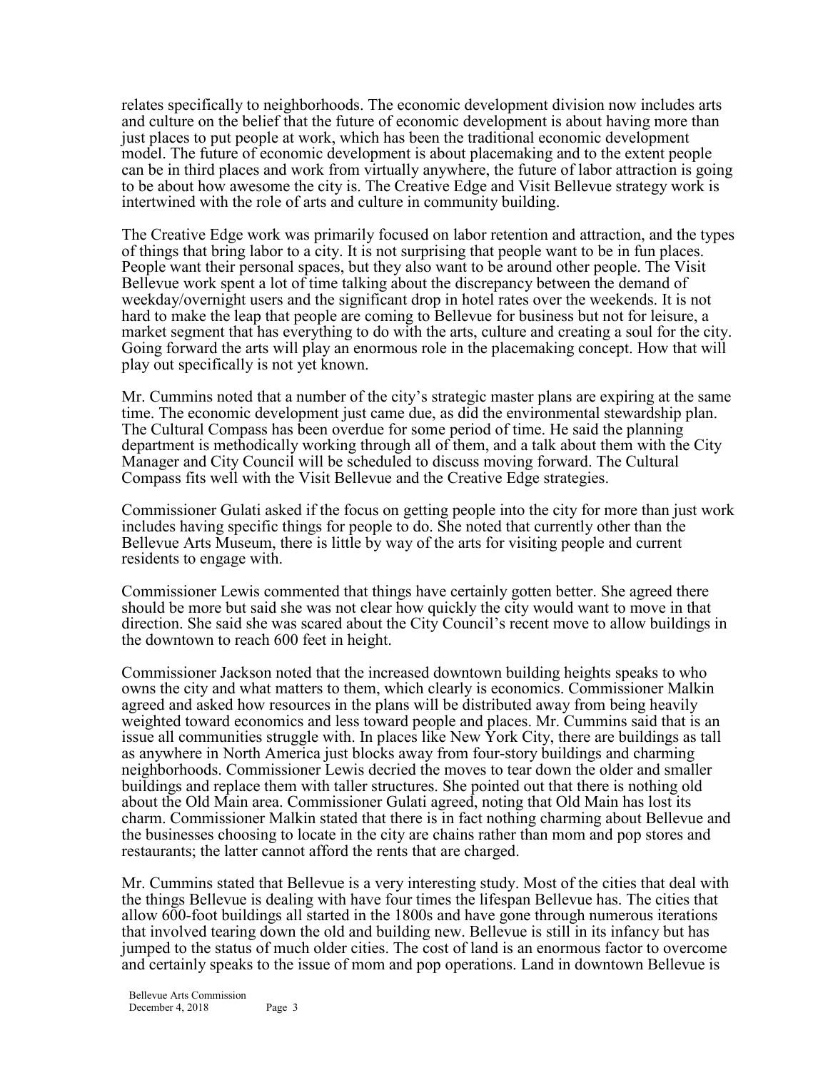relates specifically to neighborhoods. The economic development division now includes arts and culture on the belief that the future of economic development is about having more than just places to put people at work, which has been the traditional economic development model. The future of economic development is about placemaking and to the extent people can be in third places and work from virtually anywhere, the future of labor attraction is going to be about how awesome the city is. The Creative Edge and Visit Bellevue strategy work is intertwined with the role of arts and culture in community building.

The Creative Edge work was primarily focused on labor retention and attraction, and the types of things that bring labor to a city. It is not surprising that people want to be in fun places. People want their personal spaces, but they also want to be around other people. The Visit Bellevue work spent a lot of time talking about the discrepancy between the demand of weekday/overnight users and the significant drop in hotel rates over the weekends. It is not hard to make the leap that people are coming to Bellevue for business but not for leisure, a market segment that has everything to do with the arts, culture and creating a soul for the city. Going forward the arts will play an enormous role in the placemaking concept. How that will play out specifically is not yet known.

Mr. Cummins noted that a number of the city's strategic master plans are expiring at the same time. The economic development just came due, as did the environmental stewardship plan. The Cultural Compass has been overdue for some period of time. He said the planning department is methodically working through all of them, and a talk about them with the City Manager and City Council will be scheduled to discuss moving forward. The Cultural Compass fits well with the Visit Bellevue and the Creative Edge strategies.

Commissioner Gulati asked if the focus on getting people into the city for more than just work includes having specific things for people to do. She noted that currently other than the Bellevue Arts Museum, there is little by way of the arts for visiting people and current residents to engage with.

Commissioner Lewis commented that things have certainly gotten better. She agreed there should be more but said she was not clear how quickly the city would want to move in that direction. She said she was scared about the City Council's recent move to allow buildings in the downtown to reach 600 feet in height.

Commissioner Jackson noted that the increased downtown building heights speaks to who owns the city and what matters to them, which clearly is economics. Commissioner Malkin agreed and asked how resources in the plans will be distributed away from being heavily weighted toward economics and less toward people and places. Mr. Cummins said that is an issue all communities struggle with. In places like New York City, there are buildings as tall as anywhere in North America just blocks away from four-story buildings and charming neighborhoods. Commissioner Lewis decried the moves to tear down the older and smaller buildings and replace them with taller structures. She pointed out that there is nothing old about the Old Main area. Commissioner Gulati agreed, noting that Old Main has lost its charm. Commissioner Malkin stated that there is in fact nothing charming about Bellevue and the businesses choosing to locate in the city are chains rather than mom and pop stores and restaurants; the latter cannot afford the rents that are charged.

Mr. Cummins stated that Bellevue is a very interesting study. Most of the cities that deal with the things Bellevue is dealing with have four times the lifespan Bellevue has. The cities that allow 600-foot buildings all started in the 1800s and have gone through numerous iterations that involved tearing down the old and building new. Bellevue is still in its infancy but has jumped to the status of much older cities. The cost of land is an enormous factor to overcome and certainly speaks to the issue of mom and pop operations. Land in downtown Bellevue is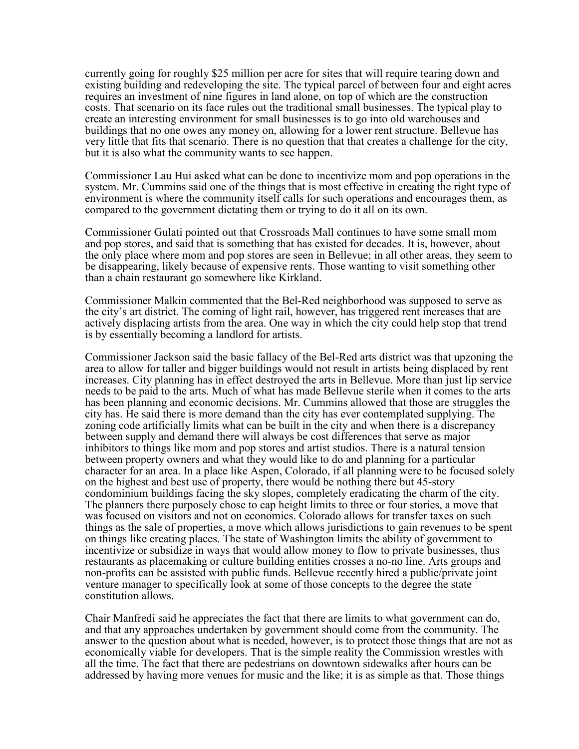currently going for roughly $25 million per acre for sites that will require tearing down and existing building and redeveloping the site. The typical parcel of between four and eight acres requires an investment of nine figures in land alone, on top of which are the construction costs. That scenario on its face rules out the traditional small businesses. The typical play to create an interesting environment for small businesses is to go into old warehouses and buildings that no one owes any money on, allowing for a lower rent structure. Bellevue has very little that fits that scenario. There is no question that that creates a challenge for the city, but it is also what the community wants to see happen.

Commissioner Lau Hui asked what can be done to incentivize mom and pop operations in the system. Mr. Cummins said one of the things that is most effective in creating the right type of environment is where the community itself calls for such operations and encourages them, as compared to the government dictating them or trying to do it all on its own.

Commissioner Gulati pointed out that Crossroads Mall continues to have some small mom and pop stores, and said that is something that has existed for decades. It is, however, about the only place where mom and pop stores are seen in Bellevue; in all other areas, they seem to be disappearing, likely because of expensive rents. Those wanting to visit something other than a chain restaurant go somewhere like Kirkland.

Commissioner Malkin commented that the Bel-Red neighborhood was supposed to serve as the city's art district. The coming of light rail, however, has triggered rent increases that are actively displacing artists from the area. One way in which the city could help stop that trend is by essentially becoming a landlord for artists.

Commissioner Jackson said the basic fallacy of the Bel-Red arts district was that upzoning the area to allow for taller and bigger buildings would not result in artists being displaced by rent increases. City planning has in effect destroyed the arts in Bellevue. More than just lip service needs to be paid to the arts. Much of what has made Bellevue sterile when it comes to the arts has been planning and economic decisions. Mr. Cummins allowed that those are struggles the city has. He said there is more demand than the city has ever contemplated supplying. The zoning code artificially limits what can be built in the city and when there is a discrepancy between supply and demand there will always be cost differences that serve as major inhibitors to things like mom and pop stores and artist studios. There is a natural tension between property owners and what they would like to do and planning for a particular character for an area. In a place like Aspen, Colorado, if all planning were to be focused solely on the highest and best use of property, there would be nothing there but 45-story condominium buildings facing the sky slopes, completely eradicating the charm of the city. The planners there purposely chose to cap height limits to three or four stories, a move that was focused on visitors and not on economics. Colorado allows for transfer taxes on such things as the sale of properties, a move which allows jurisdictions to gain revenues to be spent on things like creating places. The state of Washington limits the ability of government to incentivize or subsidize in ways that would allow money to flow to private businesses, thus restaurants as placemaking or culture building entities crosses a no-no line. Arts groups and non-profits can be assisted with public funds. Bellevue recently hired a public/private joint venture manager to specifically look at some of those concepts to the degree the state constitution allows.

Chair Manfredi said he appreciates the fact that there are limits to what government can do, and that any approaches undertaken by government should come from the community. The answer to the question about what is needed, however, is to protect those things that are not as economically viable for developers. That is the simple reality the Commission wrestles with all the time. The fact that there are pedestrians on downtown sidewalks after hours can be addressed by having more venues for music and the like; it is as simple as that. Those things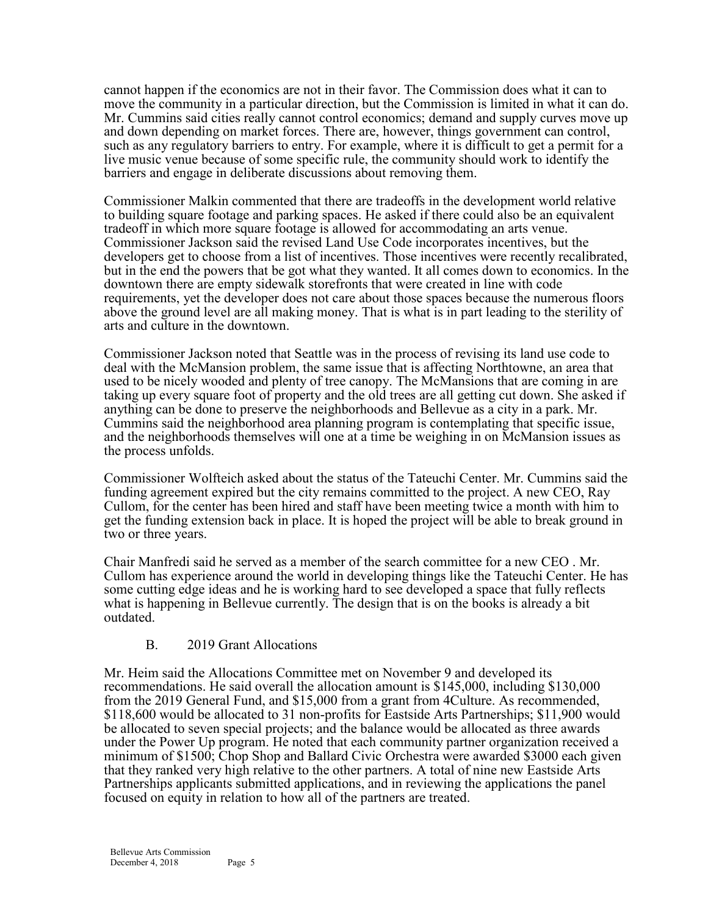cannot happen if the economics are not in their favor. The Commission does what it can to move the community in a particular direction, but the Commission is limited in what it can do. Mr. Cummins said cities really cannot control economics; demand and supply curves move up and down depending on market forces. There are, however, things government can control, such as any regulatory barriers to entry. For example, where it is difficult to get a permit for a live music venue because of some specific rule, the community should work to identify the barriers and engage in deliberate discussions about removing them.

Commissioner Malkin commented that there are tradeoffs in the development world relative to building square footage and parking spaces. He asked if there could also be an equivalent tradeoff in which more square footage is allowed for accommodating an arts venue. Commissioner Jackson said the revised Land Use Code incorporates incentives, but the developers get to choose from a list of incentives. Those incentives were recently recalibrated, but in the end the powers that be got what they wanted. It all comes down to economics. In the downtown there are empty sidewalk storefronts that were created in line with code requirements, yet the developer does not care about those spaces because the numerous floors above the ground level are all making money. That is what is in part leading to the sterility of arts and culture in the downtown.

Commissioner Jackson noted that Seattle was in the process of revising its land use code to deal with the McMansion problem, the same issue that is affecting Northtowne, an area that used to be nicely wooded and plenty of tree canopy. The McMansions that are coming in are taking up every square foot of property and the old trees are all getting cut down. She asked if anything can be done to preserve the neighborhoods and Bellevue as a city in a park. Mr. Cummins said the neighborhood area planning program is contemplating that specific issue, and the neighborhoods themselves will one at a time be weighing in on McMansion issues as the process unfolds.

Commissioner Wolfteich asked about the status of the Tateuchi Center. Mr. Cummins said the funding agreement expired but the city remains committed to the project. A new CEO, Ray Cullom, for the center has been hired and staff have been meeting twice a month with him to get the funding extension back in place. It is hoped the project will be able to break ground in two or three years.

Chair Manfredi said he served as a member of the search committee for a new CEO . Mr. Cullom has experience around the world in developing things like the Tateuchi Center. He has some cutting edge ideas and he is working hard to see developed a space that fully reflects what is happening in Bellevue currently. The design that is on the books is already a bit outdated.

B. 2019 Grant Allocations

Mr. Heim said the Allocations Committee met on November 9 and developed its recommendations. He said overall the allocation amount is $145,000, including $130,000 from the 2019 General Fund, and $15,000 from a grant from 4Culture. As recommended, $118,600 would be allocated to 31 non-profits for Eastside Arts Partnerships; $11,900 would be allocated to seven special projects; and the balance would be allocated as three awards under the Power Up program. He noted that each community partner organization received a minimum of $1500; Chop Shop and Ballard Civic Orchestra were awarded $3000 each given that they ranked very high relative to the other partners. A total of nine new Eastside Arts Partnerships applicants submitted applications, and in reviewing the applications the panel focused on equity in relation to how all of the partners are treated.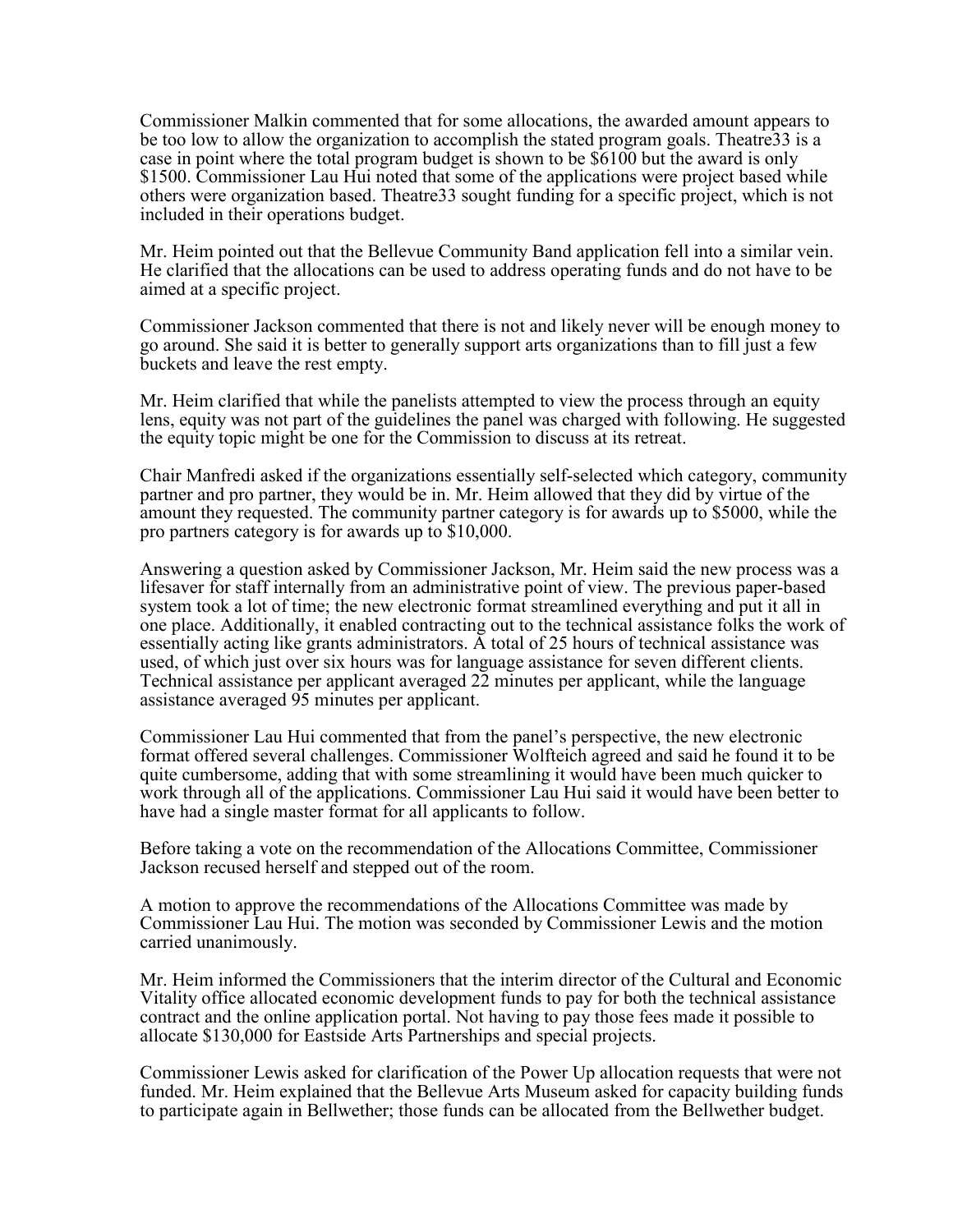Commissioner Malkin commented that for some allocations, the awarded amount appears to be too low to allow the organization to accomplish the stated program goals. Theatre33 is a case in point where the total program budget is shown to be $6100 but the award is only $1500. Commissioner Lau Hui noted that some of the applications were project based while others were organization based. Theatre33 sought funding for a specific project, which is not included in their operations budget.

Mr. Heim pointed out that the Bellevue Community Band application fell into a similar vein. He clarified that the allocations can be used to address operating funds and do not have to be aimed at a specific project.

Commissioner Jackson commented that there is not and likely never will be enough money to go around. She said it is better to generally support arts organizations than to fill just a few buckets and leave the rest empty.

Mr. Heim clarified that while the panelists attempted to view the process through an equity lens, equity was not part of the guidelines the panel was charged with following. He suggested the equity topic might be one for the Commission to discuss at its retreat.

Chair Manfredi asked if the organizations essentially self-selected which category, community partner and pro partner, they would be in. Mr. Heim allowed that they did by virtue of the amount they requested. The community partner category is for awards up to $5000, while the pro partners category is for awards up to $10,000.

Answering a question asked by Commissioner Jackson, Mr. Heim said the new process was a lifesaver for staff internally from an administrative point of view. The previous paper-based system took a lot of time; the new electronic format streamlined everything and put it all in one place. Additionally, it enabled contracting out to the technical assistance folks the work of essentially acting like grants administrators. A total of 25 hours of technical assistance was used, of which just over six hours was for language assistance for seven different clients. Technical assistance per applicant averaged 22 minutes per applicant, while the language assistance averaged 95 minutes per applicant.

Commissioner Lau Hui commented that from the panel's perspective, the new electronic format offered several challenges. Commissioner Wolfteich agreed and said he found it to be quite cumbersome, adding that with some streamlining it would have been much quicker to work through all of the applications. Commissioner Lau Hui said it would have been better to have had a single master format for all applicants to follow.

Before taking a vote on the recommendation of the Allocations Committee, Commissioner Jackson recused herself and stepped out of the room.

A motion to approve the recommendations of the Allocations Committee was made by Commissioner Lau Hui. The motion was seconded by Commissioner Lewis and the motion carried unanimously.

Mr. Heim informed the Commissioners that the interim director of the Cultural and Economic Vitality office allocated economic development funds to pay for both the technical assistance contract and the online application portal. Not having to pay those fees made it possible to allocate $130,000 for Eastside Arts Partnerships and special projects.

Commissioner Lewis asked for clarification of the Power Up allocation requests that were not funded. Mr. Heim explained that the Bellevue Arts Museum asked for capacity building funds to participate again in Bellwether; those funds can be allocated from the Bellwether budget.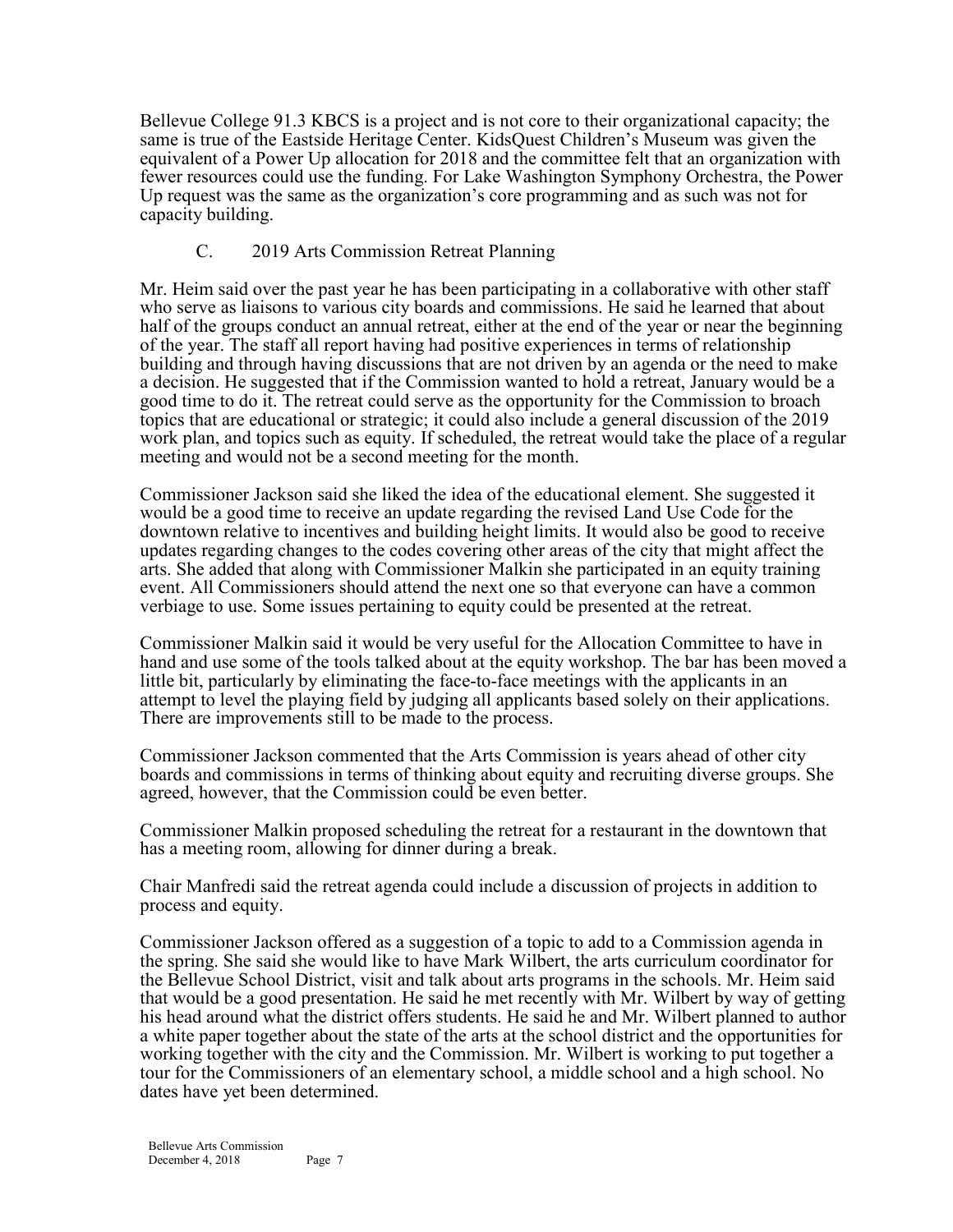Bellevue College 91.3 KBCS is a project and is not core to their organizational capacity; the same is true of the Eastside Heritage Center. KidsQuest Children's Museum was given the equivalent of a Power Up allocation for 2018 and the committee felt that an organization with fewer resources could use the funding. For Lake Washington Symphony Orchestra, the Power Up request was the same as the organization's core programming and as such was not for capacity building.

C. 2019 Arts Commission Retreat Planning

Mr. Heim said over the past year he has been participating in a collaborative with other staff who serve as liaisons to various city boards and commissions. He said he learned that about half of the groups conduct an annual retreat, either at the end of the year or near the beginning of the year. The staff all report having had positive experiences in terms of relationship building and through having discussions that are not driven by an agenda or the need to make a decision. He suggested that if the Commission wanted to hold a retreat, January would be a good time to do it. The retreat could serve as the opportunity for the Commission to broach topics that are educational or strategic; it could also include a general discussion of the 2019 work plan, and topics such as equity. If scheduled, the retreat would take the place of a regular meeting and would not be a second meeting for the month.

Commissioner Jackson said she liked the idea of the educational element. She suggested it would be a good time to receive an update regarding the revised Land Use Code for the downtown relative to incentives and building height limits. It would also be good to receive updates regarding changes to the codes covering other areas of the city that might affect the arts. She added that along with Commissioner Malkin she participated in an equity training event. All Commissioners should attend the next one so that everyone can have a common verbiage to use. Some issues pertaining to equity could be presented at the retreat.

Commissioner Malkin said it would be very useful for the Allocation Committee to have in hand and use some of the tools talked about at the equity workshop. The bar has been moved a little bit, particularly by eliminating the face-to-face meetings with the applicants in an attempt to level the playing field by judging all applicants based solely on their applications. There are improvements still to be made to the process.

Commissioner Jackson commented that the Arts Commission is years ahead of other city boards and commissions in terms of thinking about equity and recruiting diverse groups. She agreed, however, that the Commission could be even better.

Commissioner Malkin proposed scheduling the retreat for a restaurant in the downtown that has a meeting room, allowing for dinner during a break.

Chair Manfredi said the retreat agenda could include a discussion of projects in addition to process and equity.

Commissioner Jackson offered as a suggestion of a topic to add to a Commission agenda in the spring. She said she would like to have Mark Wilbert, the arts curriculum coordinator for the Bellevue School District, visit and talk about arts programs in the schools. Mr. Heim said that would be a good presentation. He said he met recently with Mr. Wilbert by way of getting his head around what the district offers students. He said he and Mr. Wilbert planned to author a white paper together about the state of the arts at the school district and the opportunities for working together with the city and the Commission. Mr. Wilbert is working to put together a tour for the Commissioners of an elementary school, a middle school and a high school. No dates have yet been determined.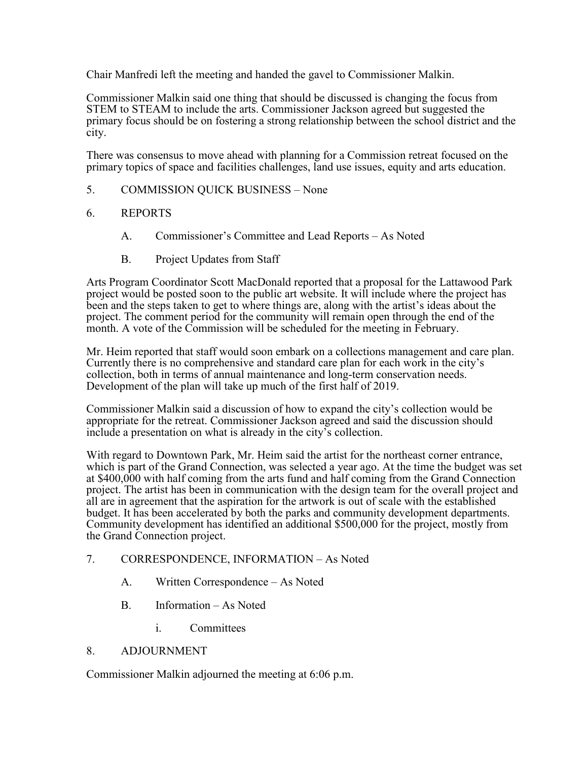Chair Manfredi left the meeting and handed the gavel to Commissioner Malkin.

Commissioner Malkin said one thing that should be discussed is changing the focus from STEM to STEAM to include the arts. Commissioner Jackson agreed but suggested the primary focus should be on fostering a strong relationship between the school district and the city.

There was consensus to move ahead with planning for a Commission retreat focused on the primary topics of space and facilities challenges, land use issues, equity and arts education.

5. COMMISSION QUICK BUSINESS – None

6. REPORTS

   A. Commissioner's Committee and Lead Reports – As Noted

   B. Project Updates from Staff

Arts Program Coordinator Scott MacDonald reported that a proposal for the Lattawood Park project would be posted soon to the public art website. It will include where the project has been and the steps taken to get to where things are, along with the artist's ideas about the project. The comment period for the community will remain open through the end of the month. A vote of the Commission will be scheduled for the meeting in February.

Mr. Heim reported that staff would soon embark on a collections management and care plan. Currently there is no comprehensive and standard care plan for each work in the city's collection, both in terms of annual maintenance and long-term conservation needs. Development of the plan will take up much of the first half of 2019.

Commissioner Malkin said a discussion of how to expand the city's collection would be appropriate for the retreat. Commissioner Jackson agreed and said the discussion should include a presentation on what is already in the city's collection.

With regard to Downtown Park, Mr. Heim said the artist for the northeast corner entrance, which is part of the Grand Connection, was selected a year ago. At the time the budget was set at $400,000 with half coming from the arts fund and half coming from the Grand Connection project. The artist has been in communication with the design team for the overall project and all are in agreement that the aspiration for the artwork is out of scale with the established budget. It has been accelerated by both the parks and community development departments. Community development has identified an additional $500,000 for the project, mostly from the Grand Connection project.

7. CORRESPONDENCE, INFORMATION – As Noted

   A. Written Correspondence – As Noted

   B. Information – As Noted

      i. Committees

8. ADJOURNMENT

Commissioner Malkin adjourned the meeting at 6:06 p.m.